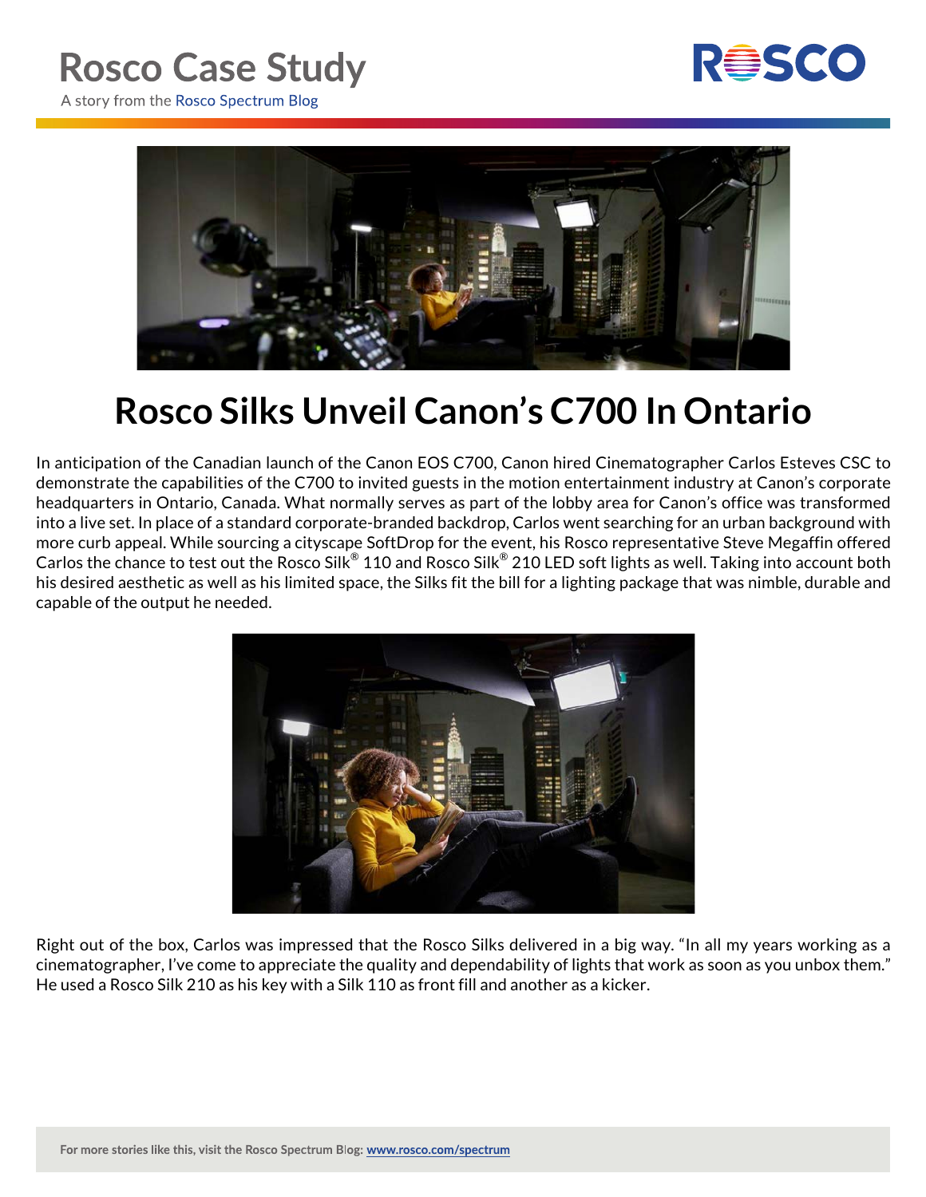# Rosco Case Study

A story from the Rosco Spectrum Blog

## Rosco Silks Unveil Canon's C700 In Ontario

In anticipation of the Canadian launch of the Canon EOS C700, Canon hired Cinematographer Carlos Esteves CSC to demonstrate the capabilities of the C700 to invited guests in the motion entertainment industry at Canon's corporate headquarters in Ontario, Canada. What normally serves as part of the lobby area for Canon's office was transformed into a live set. In place of a standard corporate-branded backdrop, Carlos went searching for an urban background with more curb appeal. While sourcing a cityscape SoftDrop for the event, his Rosco representative Steve Megaffin offered Carlos the chance to test out the Rosco Silk® 110 and Rosco Silk® 210 LED soft lights as well. Taking into account both his desired aesthetic as well as his limited space, the Silks fit the bill for a lighting package that was nimble, durable and capable of the output he needed.

Right out of the box, Carlos was impressed that the Rosco Silks delivered in a big way. "In all my years working as a cinematographer, I've come to appreciate the quality and dependability of lights that work as soon as you unbox them." He used a Rosco Silk 210 as his key with a Silk 110 as front fill and another as a kicker.

**For more stories like this, visit the Rosco Spectrum Blog: www.rosco.com/spectrum**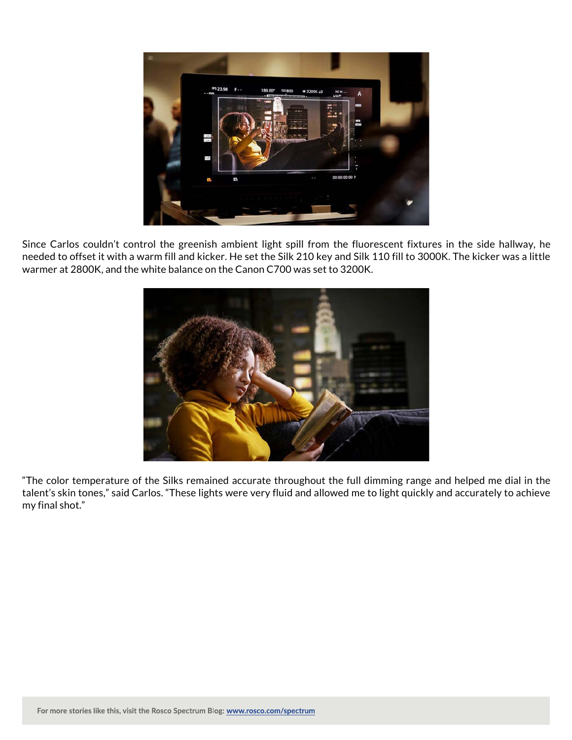Since Carlos couldn't control the greenish ambient light spill from the fluorescent fixtures in the side hallway, he needed to offset it with a warm fill and kicker. He set the Silk 210 key and Silk 110 fill to 3000K. The kicker was a little warmer at 2800K, and the white balance on the Canon C700 was set to 3200K.

"The color temperature of the Silks remained accurate throughout the full dimming range and helped me dial in the talent's skin tones," said Carlos. "These lights were very fluid and allowed me to light quickly and accurately to achieve my final shot."

For more stories like this, visit the Rosco Spectrum Blog: [www.rosco.com/spectrum](http://www.rosco.com/spectrum)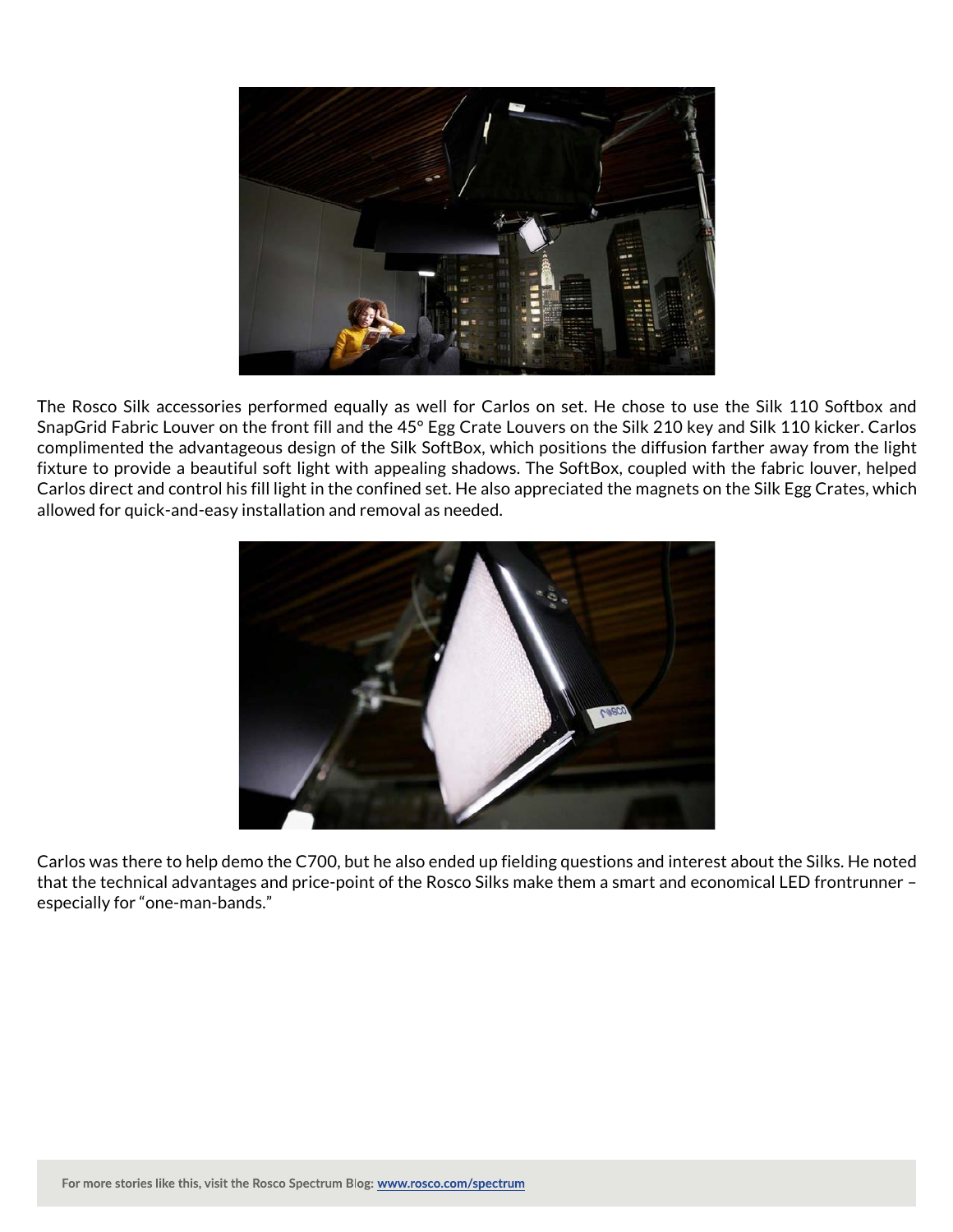The Rosco Silk accessories performed equally as well for Carlos on set. He chose to use the Silk 110 Softbox and SnapGrid Fabric Louver on the front fill and the 45° Egg Crate Louvers on the Silk 210 key and Silk 110 kicker. Carlos complimented the advantageous design of the Silk SoftBox, which positions the diffusion farther away from the light fixture to provide a beautiful soft light with appealing shadows. The SoftBox, coupled with the fabric louver, helped Carlos direct and control his fill light in the confined set. He also appreciated the magnets on the Silk Egg Crates, which allowed for quick-and-easy installation and removal as needed.

Carlos was there to help demo the C700, but he also ended up fielding questions and interest about the Silks. He noted that the technical advantages and price-point of the Rosco Silks make them a smart and economical LED frontrunner – especially for "one-man-bands."

For more stories like this, visit the Rosco Spectrum Blog: [www.rosco.com/spectrum](http://www.rosco.com/spectrum)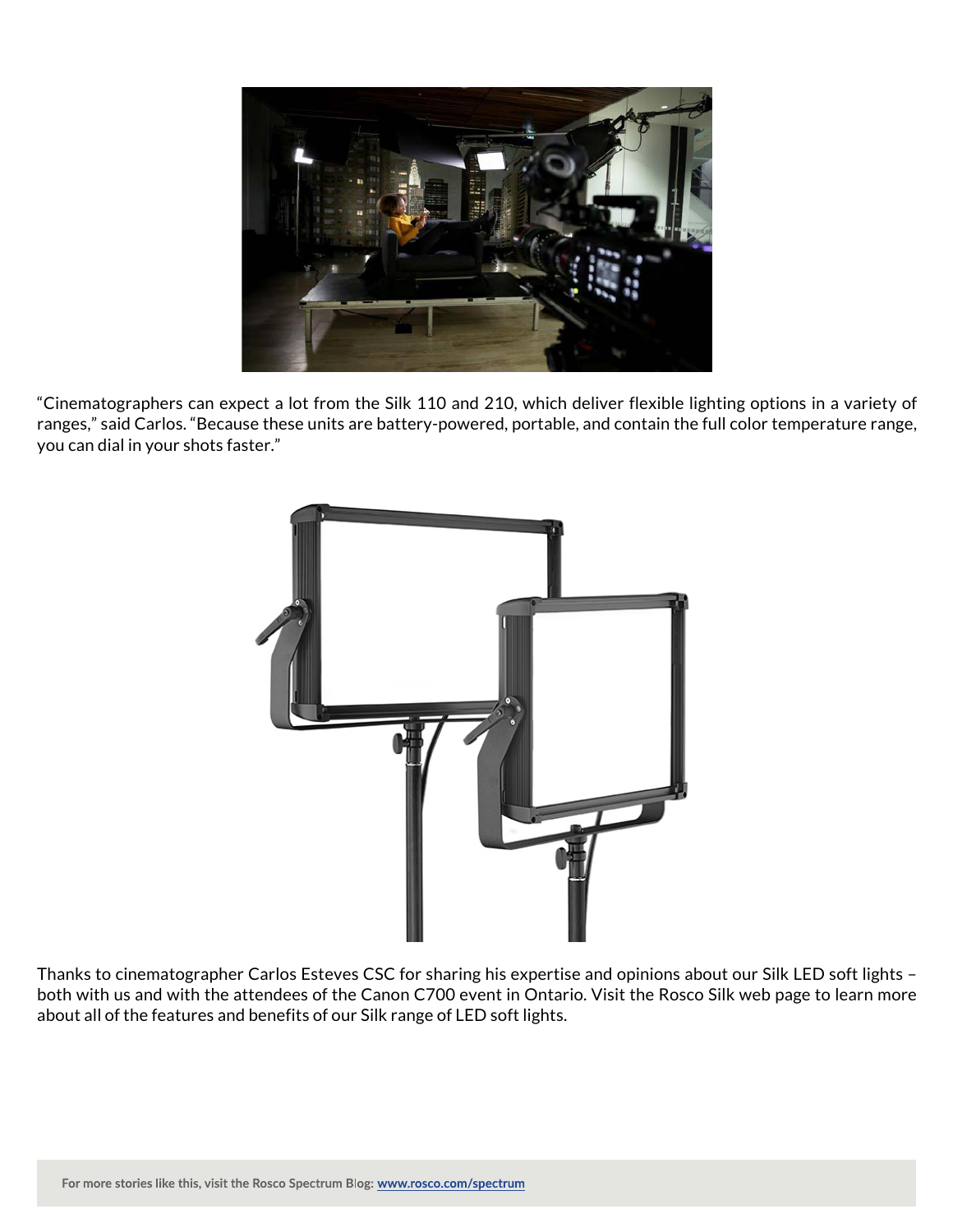“Cinematographers can expect a lot from the Silk 110 and 210, which deliver flexible lighting options in a variety of ranges,” said Carlos. “Because these units are battery-powered, portable, and contain the full color temperature range, you can dial in your shots faster.”

Thanks to cinematographer Carlos Esteves CSC for sharing his expertise and opinions about our Silk LED soft lights – both with us and with the attendees of the Canon C700 event in Ontario. Visit the Rosco Silk web page to learn more about all of the features and benefits of our Silk range of LED soft lights.

For more stories like this, visit the Rosco Spectrum Blog: www.rosco.com/spectrum